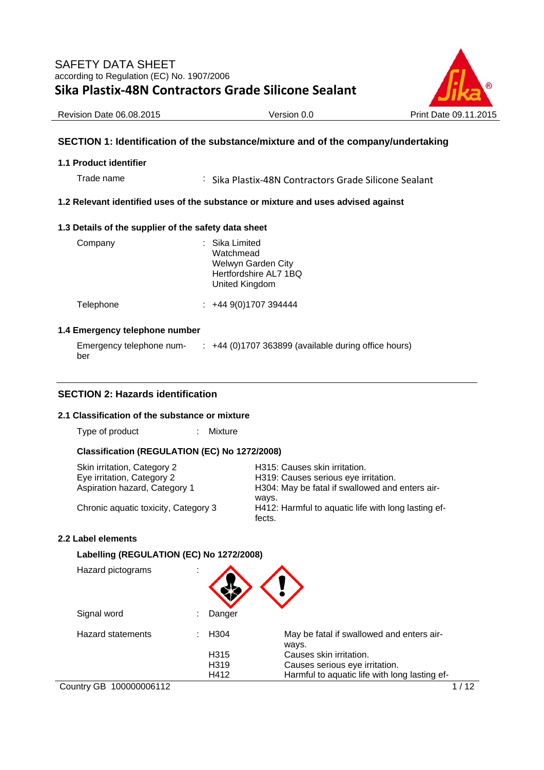# SAFETY DATA SHEET

according to Regulation (EC) No. 1907/2006

**Sika Plastix-48N Contractors Grade Silicone Sealant**

Revision Date 06.08.2015 | Version 0.0 | Print Date 09.11.2015

## SECTION 1: Identification of the substance/mixture and of the company/undertaking

### 1.1 Product identifier

Trade name : Sika Plastix-48N Contractors Grade Silicone Sealant

### 1.2 Relevant identified uses of the substance or mixture and uses advised against

### 1.3 Details of the supplier of the safety data sheet

Company : Sika Limited
Watchmead
Welwyn Garden City
Hertfordshire AL7 1BQ
United Kingdom

Telephone : +44 9(0)1707 394444

### 1.4 Emergency telephone number

Emergency telephone number : +44 (0)1707 363899 (available during office hours)

## SECTION 2: Hazards identification

### 2.1 Classification of the substance or mixture

Type of product : Mixture

**Classification (REGULATION (EC) No 1272/2008)**

| | |
|---|---|
| Skin irritation, Category 2 | H315: Causes skin irritation. |
| Eye irritation, Category 2 | H319: Causes serious eye irritation. |
| Aspiration hazard, Category 1 | H304: May be fatal if swallowed and enters airways. |
| Chronic aquatic toxicity, Category 3 | H412: Harmful to aquatic life with long lasting effects. |

### 2.2 Label elements

**Labelling (REGULATION (EC) No 1272/2008)**

Hazard pictograms :

Signal word : Danger

Hazard statements :

| | |
|---|---|
| H304 | May be fatal if swallowed and enters airways. |
| H315 | Causes skin irritation. |
| H319 | Causes serious eye irritation. |
| H412 | Harmful to aquatic life with long lasting ef- |

Country GB 100000006112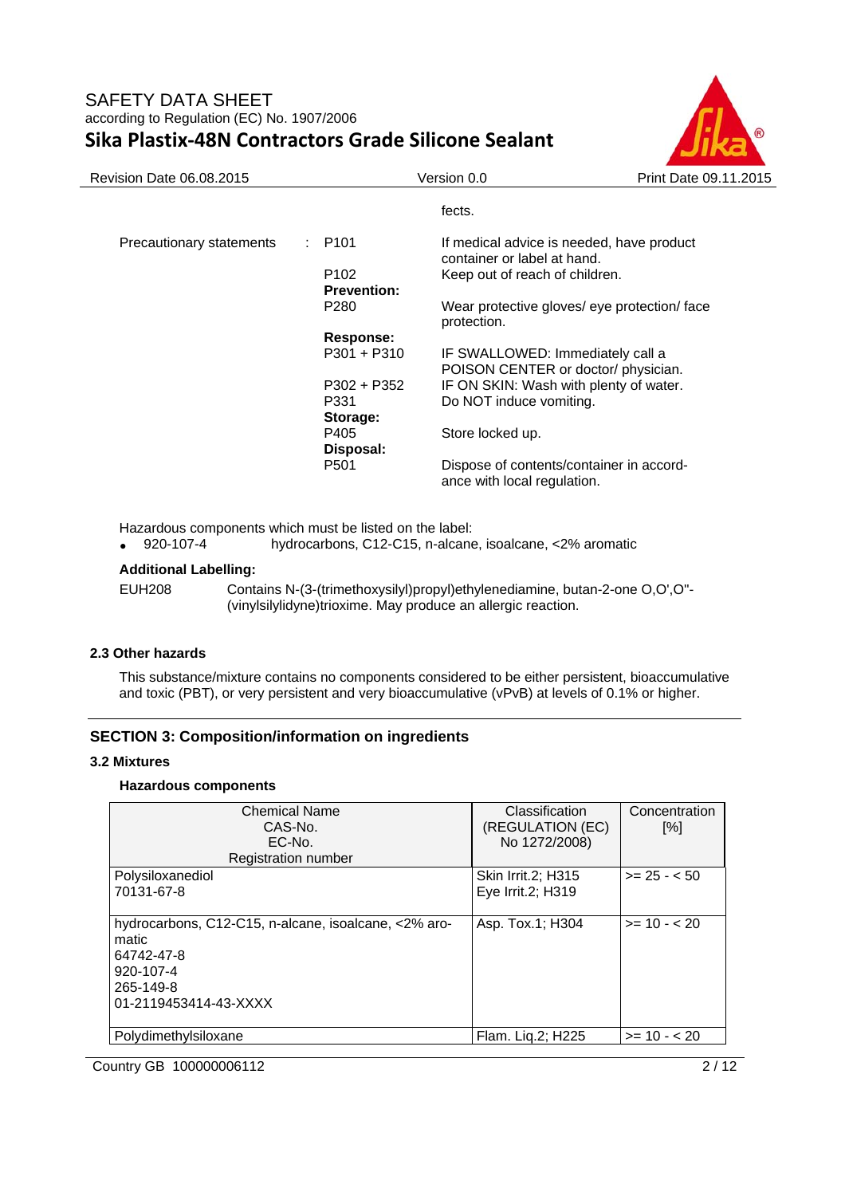fects.

Precautionary statements : P101 — If medical advice is needed, have product container or label at hand.

P102 — Keep out of reach of children.

**Prevention:**

P280 — Wear protective gloves/ eye protection/ face protection.

**Response:**

P301 + P310 — IF SWALLOWED: Immediately call a POISON CENTER or doctor/ physician.

P302 + P352 — IF ON SKIN: Wash with plenty of water.

P331 — Do NOT induce vomiting.

**Storage:**

P405 — Store locked up.

**Disposal:**

P501 — Dispose of contents/container in accordance with local regulation.

Hazardous components which must be listed on the label:

- 920-107-4 hydrocarbons, C12-C15, n-alcane, isoalcane, <2% aromatic

**Additional Labelling:**

EUH208 Contains N-(3-(trimethoxysilyl)propyl)ethylenediamine, butan-2-one O,O',O''-(vinylsilylidyne)trioxime. May produce an allergic reaction.

### 2.3 Other hazards

This substance/mixture contains no components considered to be either persistent, bioaccumulative and toxic (PBT), or very persistent and very bioaccumulative (vPvB) at levels of 0.1% or higher.

## SECTION 3: Composition/information on ingredients

### 3.2 Mixtures

**Hazardous components**

| Chemical Name<br>CAS-No.<br>EC-No.<br>Registration number | Classification<br>(REGULATION (EC) No 1272/2008) | Concentration [%] |
|---|---|---|
| Polysiloxanediol<br>70131-67-8 | Skin Irrit.2; H315<br>Eye Irrit.2; H319 | >= 25 - < 50 |
| hydrocarbons, C12-C15, n-alcane, isoalcane, <2% aromatic<br>64742-47-8<br>920-107-4<br>265-149-8<br>01-2119453414-43-XXXX | Asp. Tox.1; H304 | >= 10 - < 20 |
| Polydimethylsiloxane | Flam. Liq.2; H225 | >= 10 - < 20 |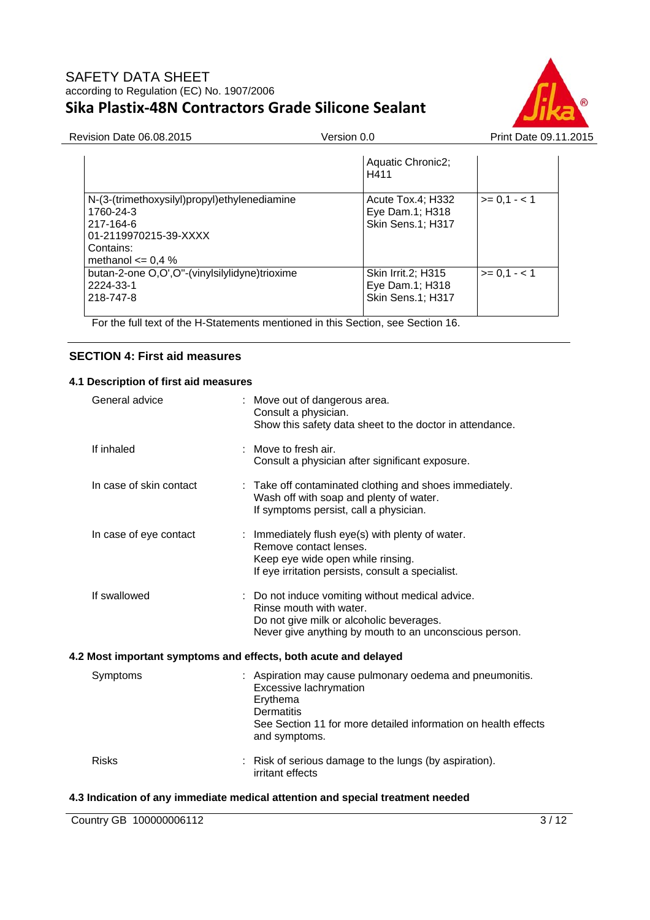| | | |
|---|---|---|
| | Aquatic Chronic2; H411 | |
| N-(3-(trimethoxysilyl)propyl)ethylenediamine<br>1760-24-3<br>217-164-6<br>01-2119970215-39-XXXX<br>Contains:<br>methanol <= 0,4 % | Acute Tox.4; H332<br>Eye Dam.1; H318<br>Skin Sens.1; H317 | >= 0,1 - < 1 |
| butan-2-one O,O',O''-(vinylsilylidyne)trioxime<br>2224-33-1<br>218-747-8 | Skin Irrit.2; H315<br>Eye Dam.1; H318<br>Skin Sens.1; H317 | >= 0,1 - < 1 |

For the full text of the H-Statements mentioned in this Section, see Section 16.

## SECTION 4: First aid measures

### 4.1 Description of first aid measures

**General advice** : Move out of dangerous area.
Consult a physician.
Show this safety data sheet to the doctor in attendance.

**If inhaled** : Move to fresh air.
Consult a physician after significant exposure.

**In case of skin contact** : Take off contaminated clothing and shoes immediately.
Wash off with soap and plenty of water.
If symptoms persist, call a physician.

**In case of eye contact** : Immediately flush eye(s) with plenty of water.
Remove contact lenses.
Keep eye wide open while rinsing.
If eye irritation persists, consult a specialist.

**If swallowed** : Do not induce vomiting without medical advice.
Rinse mouth with water.
Do not give milk or alcoholic beverages.
Never give anything by mouth to an unconscious person.

### 4.2 Most important symptoms and effects, both acute and delayed

**Symptoms** : Aspiration may cause pulmonary oedema and pneumonitis.
Excessive lachrymation
Erythema
Dermatitis
See Section 11 for more detailed information on health effects and symptoms.

**Risks** : Risk of serious damage to the lungs (by aspiration).
irritant effects

### 4.3 Indication of any immediate medical attention and special treatment needed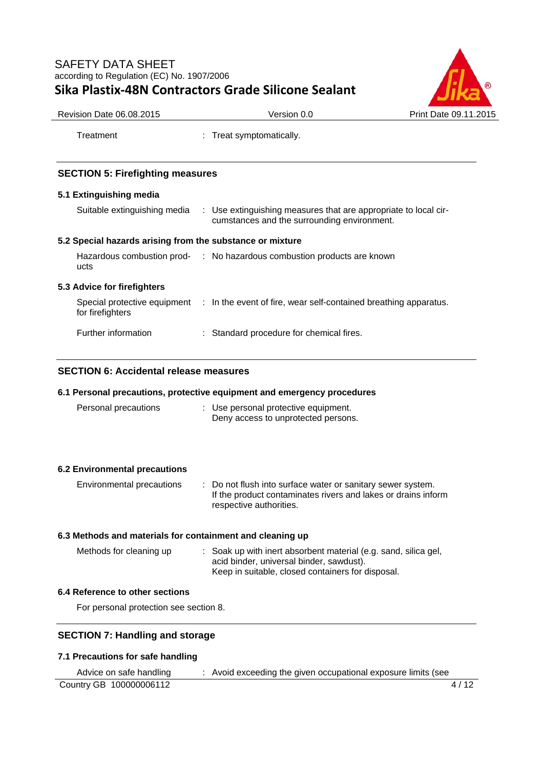Treatment : Treat symptomatically.

## SECTION 5: Firefighting measures

### 5.1 Extinguishing media

| | |
|---|---|
| Suitable extinguishing media | : Use extinguishing measures that are appropriate to local circumstances and the surrounding environment. |

### 5.2 Special hazards arising from the substance or mixture

| | |
|---|---|
| Hazardous combustion products | : No hazardous combustion products are known |

### 5.3 Advice for firefighters

| | |
|---|---|
| Special protective equipment for firefighters | : In the event of fire, wear self-contained breathing apparatus. |
| Further information | : Standard procedure for chemical fires. |

## SECTION 6: Accidental release measures

### 6.1 Personal precautions, protective equipment and emergency procedures

| | |
|---|---|
| Personal precautions | : Use personal protective equipment.<br>Deny access to unprotected persons. |

### 6.2 Environmental precautions

| | |
|---|---|
| Environmental precautions | : Do not flush into surface water or sanitary sewer system.<br>If the product contaminates rivers and lakes or drains inform respective authorities. |

### 6.3 Methods and materials for containment and cleaning up

| | |
|---|---|
| Methods for cleaning up | : Soak up with inert absorbent material (e.g. sand, silica gel, acid binder, universal binder, sawdust).<br>Keep in suitable, closed containers for disposal. |

### 6.4 Reference to other sections

For personal protection see section 8.

## SECTION 7: Handling and storage

### 7.1 Precautions for safe handling

| | |
|---|---|
| Advice on safe handling | : Avoid exceeding the given occupational exposure limits (see |

Country GB 100000006112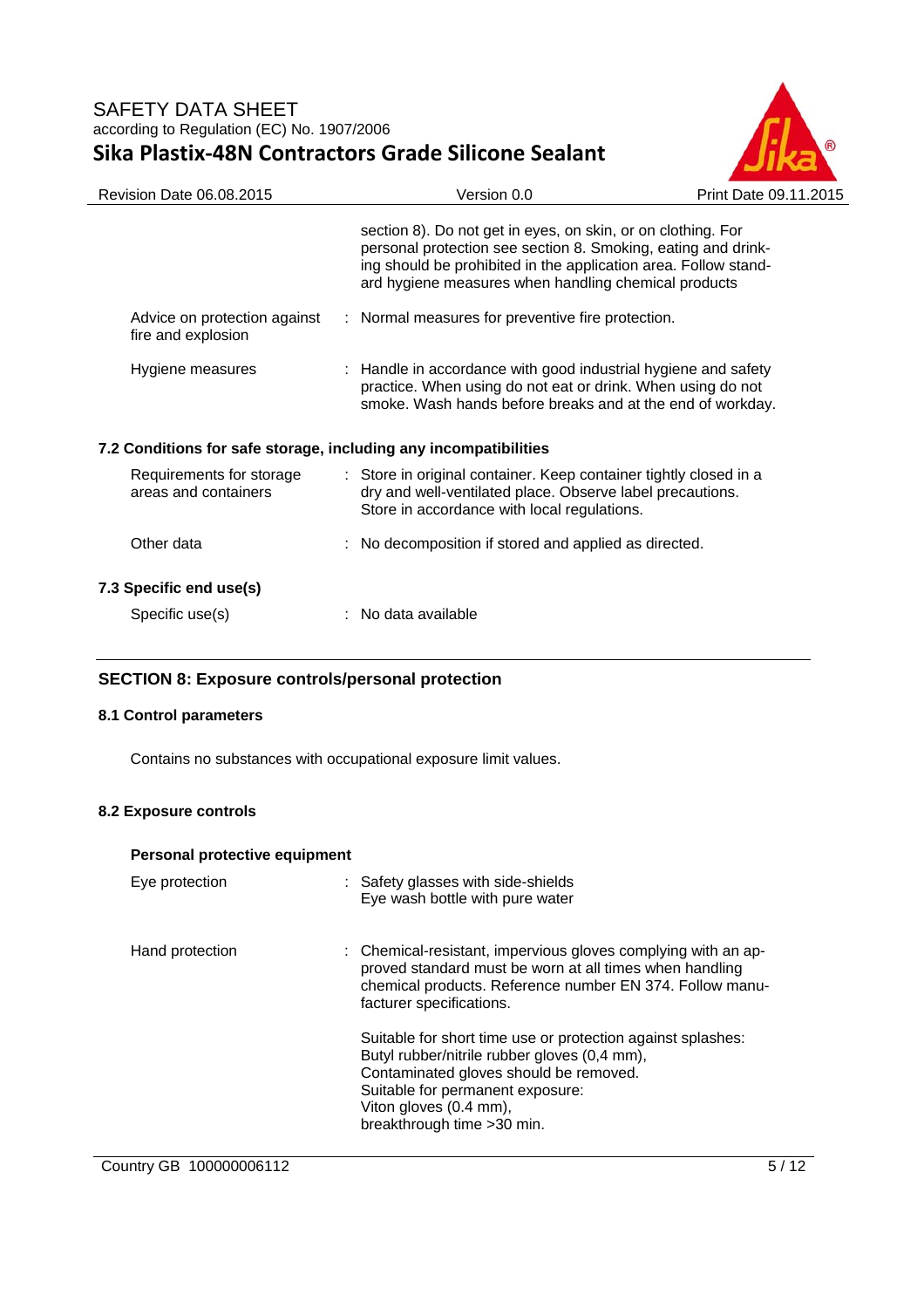section 8). Do not get in eyes, on skin, or on clothing. For personal protection see section 8. Smoking, eating and drinking should be prohibited in the application area. Follow standard hygiene measures when handling chemical products

| | | |
|---|---|---|
| Advice on protection against fire and explosion | : | Normal measures for preventive fire protection. |
| Hygiene measures | : | Handle in accordance with good industrial hygiene and safety practice. When using do not eat or drink. When using do not smoke. Wash hands before breaks and at the end of workday. |

### 7.2 Conditions for safe storage, including any incompatibilities

| | | |
|---|---|---|
| Requirements for storage areas and containers | : | Store in original container. Keep container tightly closed in a dry and well-ventilated place. Observe label precautions. Store in accordance with local regulations. |
| Other data | : | No decomposition if stored and applied as directed. |

### 7.3 Specific end use(s)

| | | |
|---|---|---|
| Specific use(s) | : | No data available |

## SECTION 8: Exposure controls/personal protection

### 8.1 Control parameters

Contains no substances with occupational exposure limit values.

### 8.2 Exposure controls

**Personal protective equipment**

| | | |
|---|---|---|
| Eye protection | : | Safety glasses with side-shields<br>Eye wash bottle with pure water |
| Hand protection | : | Chemical-resistant, impervious gloves complying with an approved standard must be worn at all times when handling chemical products. Reference number EN 374. Follow manufacturer specifications.<br><br>Suitable for short time use or protection against splashes:<br>Butyl rubber/nitrile rubber gloves (0,4 mm),<br>Contaminated gloves should be removed.<br>Suitable for permanent exposure:<br>Viton gloves (0.4 mm),<br>breakthrough time >30 min. |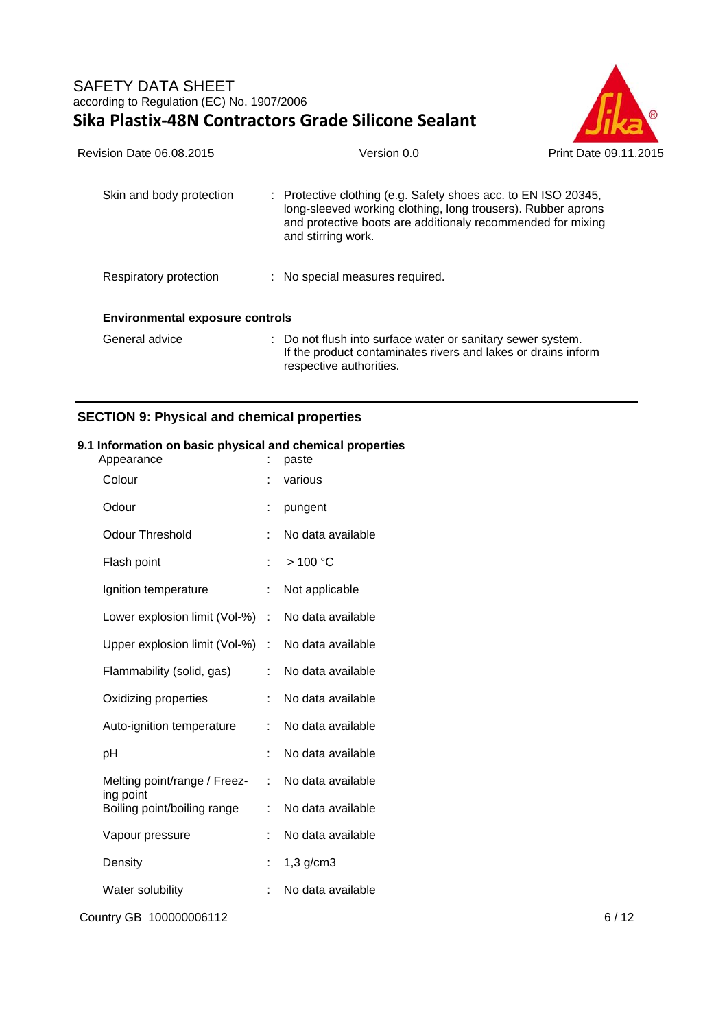| | | |
|---|---|---|
| Skin and body protection | : | Protective clothing (e.g. Safety shoes acc. to EN ISO 20345, long-sleeved working clothing, long trousers). Rubber aprons and protective boots are additionaly recommended for mixing and stirring work. |
| Respiratory protection | : | No special measures required. |

**Environmental exposure controls**

| | | |
|---|---|---|
| General advice | : | Do not flush into surface water or sanitary sewer system. If the product contaminates rivers and lakes or drains inform respective authorities. |

## SECTION 9: Physical and chemical properties

**9.1 Information on basic physical and chemical properties**

| | | |
|---|---|---|
| Appearance | : | paste |
| Colour | : | various |
| Odour | : | pungent |
| Odour Threshold | : | No data available |
| Flash point | : | > 100 °C |
| Ignition temperature | : | Not applicable |
| Lower explosion limit (Vol-%) | : | No data available |
| Upper explosion limit (Vol-%) | : | No data available |
| Flammability (solid, gas) | : | No data available |
| Oxidizing properties | : | No data available |
| Auto-ignition temperature | : | No data available |
| pH | : | No data available |
| Melting point/range / Freezing point | : | No data available |
| Boiling point/boiling range | : | No data available |
| Vapour pressure | : | No data available |
| Density | : | 1,3 g/cm3 |
| Water solubility | : | No data available |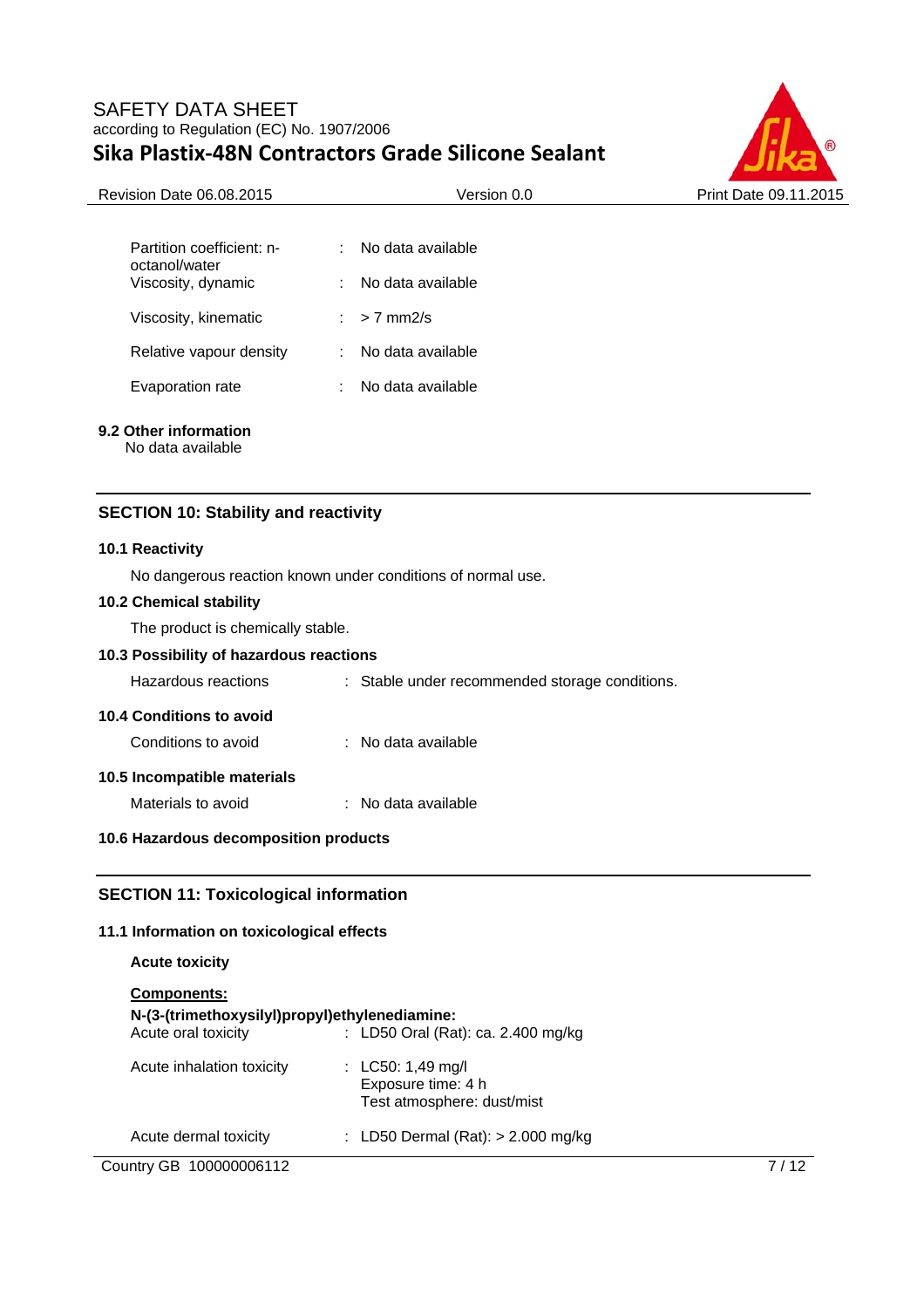| | | |
|---|---|---|
| Partition coefficient: n-octanol/water | : | No data available |
| Viscosity, dynamic | : | No data available |
| Viscosity, kinematic | : | > 7 mm2/s |
| Relative vapour density | : | No data available |
| Evaporation rate | : | No data available |

**9.2 Other information**

No data available

## SECTION 10: Stability and reactivity

**10.1 Reactivity**

No dangerous reaction known under conditions of normal use.

**10.2 Chemical stability**

The product is chemically stable.

**10.3 Possibility of hazardous reactions**

Hazardous reactions : Stable under recommended storage conditions.

**10.4 Conditions to avoid**

Conditions to avoid : No data available

**10.5 Incompatible materials**

Materials to avoid : No data available

**10.6 Hazardous decomposition products**

## SECTION 11: Toxicological information

**11.1 Information on toxicological effects**

**Acute toxicity**

**Components:**

**N-(3-(trimethoxysilyl)propyl)ethylenediamine:**

| | | |
|---|---|---|
| Acute oral toxicity | : | LD50 Oral (Rat): ca. 2.400 mg/kg |
| Acute inhalation toxicity | : | LC50: 1,49 mg/l<br>Exposure time: 4 h<br>Test atmosphere: dust/mist |
| Acute dermal toxicity | : | LD50 Dermal (Rat): > 2.000 mg/kg |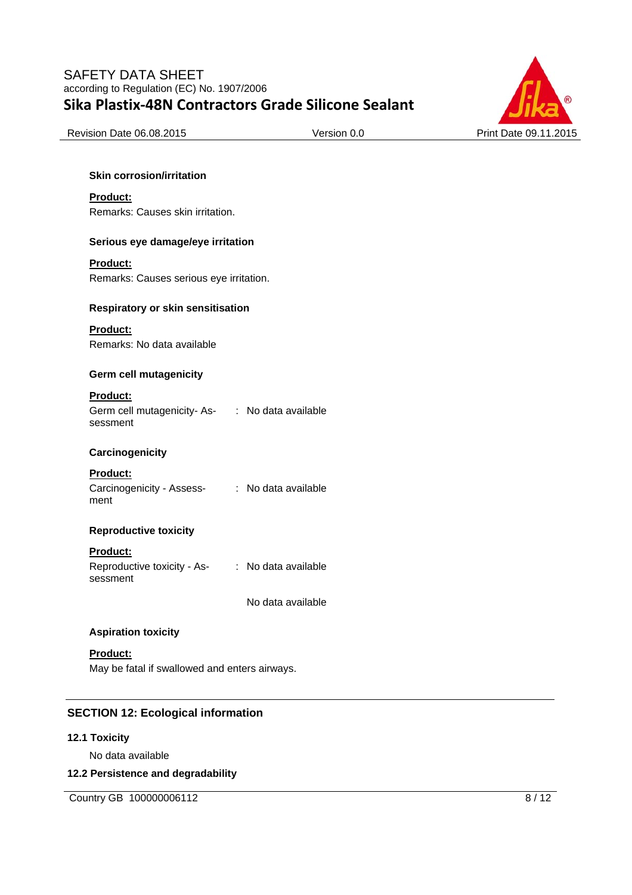**Skin corrosion/irritation**

**Product:**

Remarks: Causes skin irritation.

**Serious eye damage/eye irritation**

**Product:**

Remarks: Causes serious eye irritation.

**Respiratory or skin sensitisation**

**Product:**

Remarks: No data available

**Germ cell mutagenicity**

**Product:**

Germ cell mutagenicity- Assessment : No data available

**Carcinogenicity**

**Product:**

Carcinogenicity - Assessment : No data available

**Reproductive toxicity**

**Product:**

Reproductive toxicity - Assessment : No data available

No data available

**Aspiration toxicity**

**Product:**

May be fatal if swallowed and enters airways.

## SECTION 12: Ecological information

### 12.1 Toxicity

No data available

### 12.2 Persistence and degradability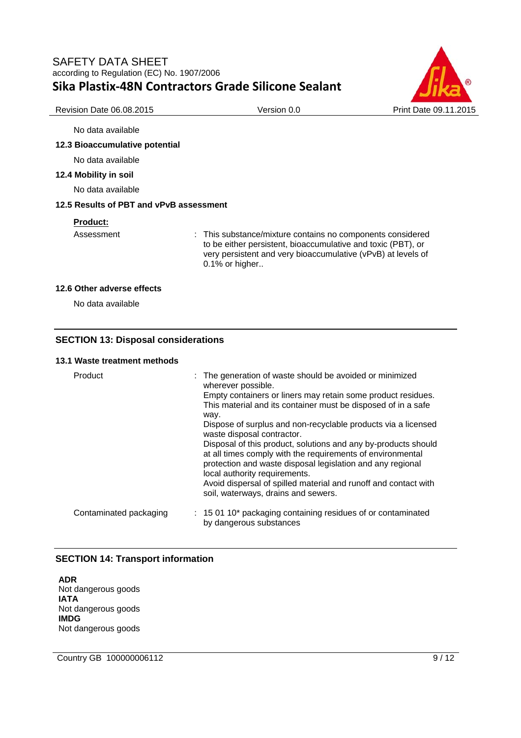No data available

### 12.3 Bioaccumulative potential

No data available

### 12.4 Mobility in soil

No data available

### 12.5 Results of PBT and vPvB assessment

**Product:**

| | |
|---|---|
| Assessment | : This substance/mixture contains no components considered to be either persistent, bioaccumulative and toxic (PBT), or very persistent and very bioaccumulative (vPvB) at levels of 0.1% or higher.. |

### 12.6 Other adverse effects

No data available

## SECTION 13: Disposal considerations

### 13.1 Waste treatment methods

| | |
|---|---|
| Product | : The generation of waste should be avoided or minimized wherever possible.<br>Empty containers or liners may retain some product residues.<br>This material and its container must be disposed of in a safe way.<br>Dispose of surplus and non-recyclable products via a licensed waste disposal contractor.<br>Disposal of this product, solutions and any by-products should at all times comply with the requirements of environmental protection and waste disposal legislation and any regional local authority requirements.<br>Avoid dispersal of spilled material and runoff and contact with soil, waterways, drains and sewers. |
| Contaminated packaging | : 15 01 10* packaging containing residues of or contaminated by dangerous substances |

## SECTION 14: Transport information

**ADR**
Not dangerous goods
**IATA**
Not dangerous goods
**IMDG**
Not dangerous goods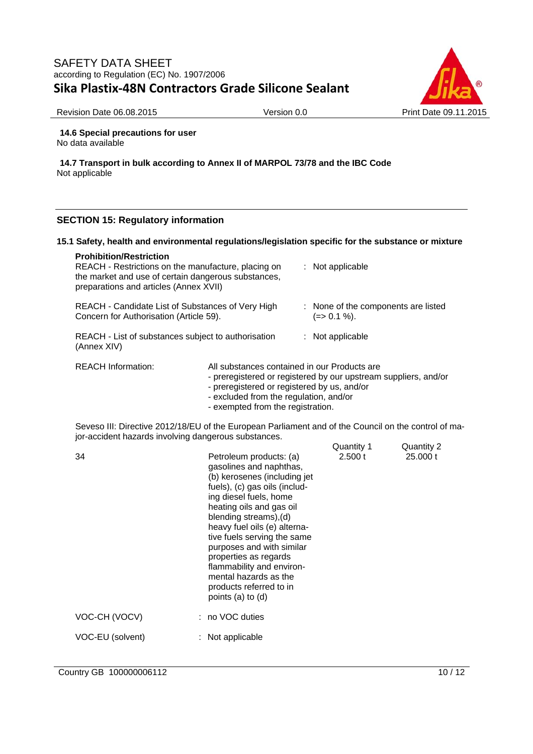**14.6 Special precautions for user**

No data available

**14.7 Transport in bulk according to Annex II of MARPOL 73/78 and the IBC Code**

Not applicable

## SECTION 15: Regulatory information

### 15.1 Safety, health and environmental regulations/legislation specific for the substance or mixture

**Prohibition/Restriction**

REACH - Restrictions on the manufacture, placing on the market and use of certain dangerous substances, preparations and articles (Annex XVII) : Not applicable

REACH - Candidate List of Substances of Very High Concern for Authorisation (Article 59). : None of the components are listed (=> 0.1 %).

REACH - List of substances subject to authorisation (Annex XIV) : Not applicable

REACH Information: All substances contained in our Products are
- preregistered or registered by our upstream suppliers, and/or
- preregistered or registered by us, and/or
- excluded from the regulation, and/or
- exempted from the registration.

Seveso III: Directive 2012/18/EU of the European Parliament and of the Council on the control of major-accident hazards involving dangerous substances.

| | | Quantity 1 | Quantity 2 |
|---|---|---|---|
| 34 | Petroleum products: (a) gasolines and naphthas, (b) kerosenes (including jet fuels), (c) gas oils (including diesel fuels, home heating oils and gas oil blending streams),(d) heavy fuel oils (e) alternative fuels serving the same purposes and with similar properties as regards flammability and environmental hazards as the products referred to in points (a) to (d) | 2.500 t | 25.000 t |

VOC-CH (VOCV) : no VOC duties

VOC-EU (solvent) : Not applicable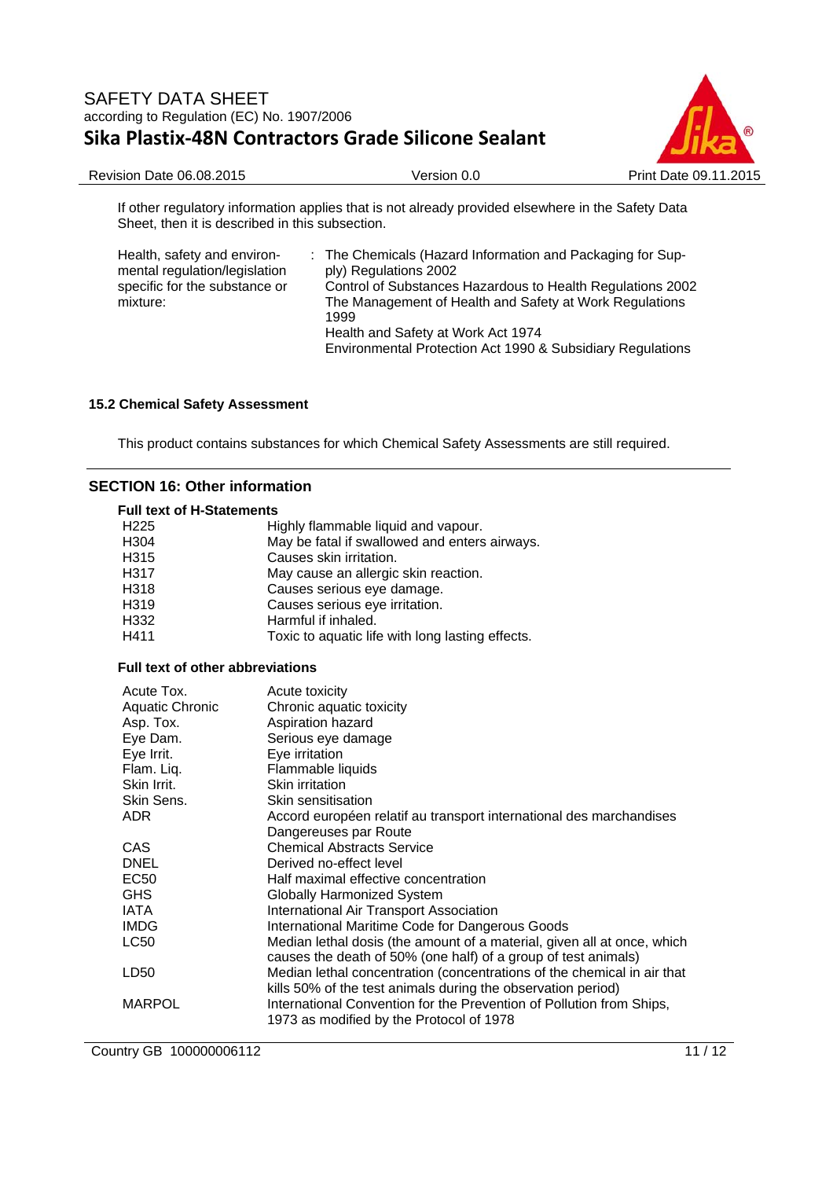If other regulatory information applies that is not already provided elsewhere in the Safety Data Sheet, then it is described in this subsection.

| | |
|---|---|
| Health, safety and environmental regulation/legislation specific for the substance or mixture: | The Chemicals (Hazard Information and Packaging for Supply) Regulations 2002<br>Control of Substances Hazardous to Health Regulations 2002<br>The Management of Health and Safety at Work Regulations 1999<br>Health and Safety at Work Act 1974<br>Environmental Protection Act 1990 & Subsidiary Regulations |

### 15.2 Chemical Safety Assessment

This product contains substances for which Chemical Safety Assessments are still required.

## SECTION 16: Other information

**Full text of H-Statements**

| | |
|---|---|
| H225 | Highly flammable liquid and vapour. |
| H304 | May be fatal if swallowed and enters airways. |
| H315 | Causes skin irritation. |
| H317 | May cause an allergic skin reaction. |
| H318 | Causes serious eye damage. |
| H319 | Causes serious eye irritation. |
| H332 | Harmful if inhaled. |
| H411 | Toxic to aquatic life with long lasting effects. |

**Full text of other abbreviations**

| | |
|---|---|
| Acute Tox. | Acute toxicity |
| Aquatic Chronic | Chronic aquatic toxicity |
| Asp. Tox. | Aspiration hazard |
| Eye Dam. | Serious eye damage |
| Eye Irrit. | Eye irritation |
| Flam. Liq. | Flammable liquids |
| Skin Irrit. | Skin irritation |
| Skin Sens. | Skin sensitisation |
| ADR | Accord européen relatif au transport international des marchandises Dangereuses par Route |
| CAS | Chemical Abstracts Service |
| DNEL | Derived no-effect level |
| EC50 | Half maximal effective concentration |
| GHS | Globally Harmonized System |
| IATA | International Air Transport Association |
| IMDG | International Maritime Code for Dangerous Goods |
| LC50 | Median lethal dosis (the amount of a material, given all at once, which causes the death of 50% (one half) of a group of test animals) |
| LD50 | Median lethal concentration (concentrations of the chemical in air that kills 50% of the test animals during the observation period) |
| MARPOL | International Convention for the Prevention of Pollution from Ships, 1973 as modified by the Protocol of 1978 |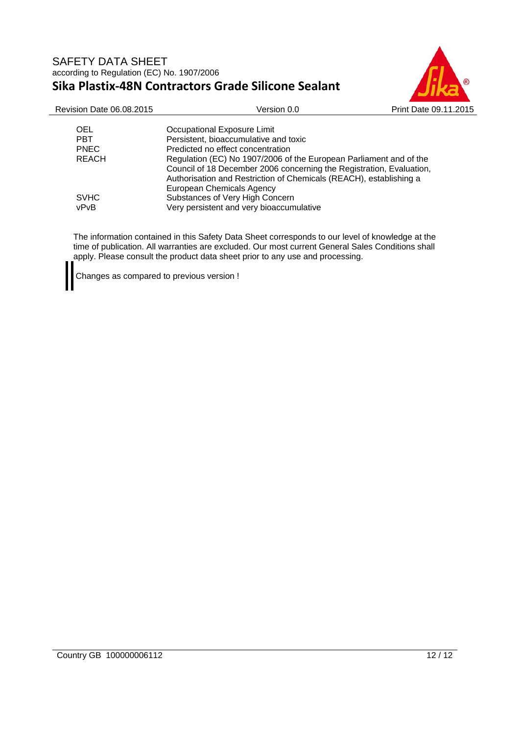| | |
|---|---|
| OEL | Occupational Exposure Limit |
| PBT | Persistent, bioaccumulative and toxic |
| PNEC | Predicted no effect concentration |
| REACH | Regulation (EC) No 1907/2006 of the European Parliament and of the Council of 18 December 2006 concerning the Registration, Evaluation, Authorisation and Restriction of Chemicals (REACH), establishing a European Chemicals Agency |
| SVHC | Substances of Very High Concern |
| vPvB | Very persistent and very bioaccumulative |

The information contained in this Safety Data Sheet corresponds to our level of knowledge at the time of publication. All warranties are excluded. Our most current General Sales Conditions shall apply. Please consult the product data sheet prior to any use and processing.

Changes as compared to previous version !